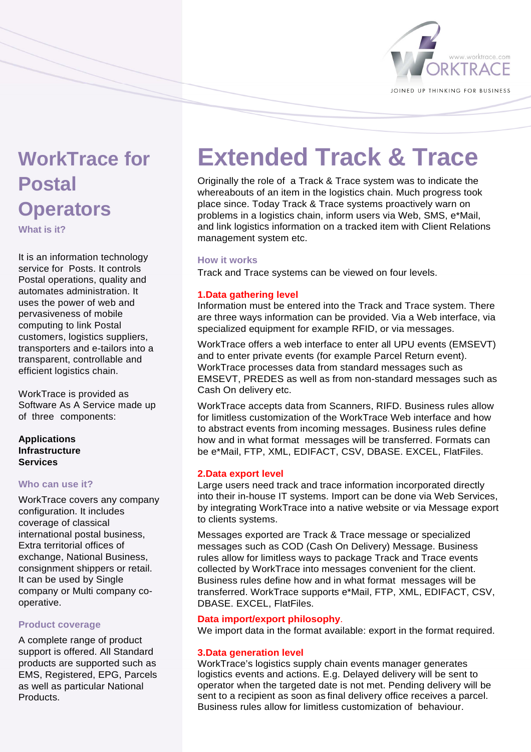# WorkTrace for Postal Operators

### What is it?

It is an information technology service for Posts. It controls Postal operations, quality and automates administration. It uses the power of web and pervasiveness of mobile computing to link Postal customers, logistics suppliers, transporters and e-tailors into a transparent, controllable and efficient logistics chain.

WorkTrace is provided as Software As A Service made up of three components:

**Applications**
**Infrastructure**
**Services**

### Who can use it?

WorkTrace covers any company configuration. It includes coverage of classical international postal business, Extra territorial offices of exchange, National Business, consignment shippers or retail. It can be used by Single company or Multi company co-operative.

### Product coverage

A complete range of product support is offered. All Standard products are supported such as EMS, Registered, EPG, Parcels as well as particular National Products.

# Extended Track & Trace

Originally the role of a Track & Trace system was to indicate the whereabouts of an item in the logistics chain. Much progress took place since. Today Track & Trace systems proactively warn on problems in a logistics chain, inform users via Web, SMS, e*Mail, and link logistics information on a tracked item with Client Relations management system etc.

### How it works

Track and Trace systems can be viewed on four levels.

#### 1.Data gathering level

Information must be entered into the Track and Trace system. There are three ways information can be provided. Via a Web interface, via specialized equipment for example RFID, or via messages.

WorkTrace offers a web interface to enter all UPU events (EMSEVT) and to enter private events (for example Parcel Return event). WorkTrace processes data from standard messages such as EMSEVT, PREDES as well as from non-standard messages such as Cash On delivery etc.

WorkTrace accepts data from Scanners, RIFD. Business rules allow for limitless customization of the WorkTrace Web interface and how to abstract events from incoming messages. Business rules define how and in what format messages will be transferred. Formats can be e*Mail, FTP, XML, EDIFACT, CSV, DBASE. EXCEL, FlatFiles.

#### 2.Data export level

Large users need track and trace information incorporated directly into their in-house IT systems. Import can be done via Web Services, by integrating WorkTrace into a native website or via Message export to clients systems.

Messages exported are Track & Trace message or specialized messages such as COD (Cash On Delivery) Message. Business rules allow for limitless ways to package Track and Trace events collected by WorkTrace into messages convenient for the client. Business rules define how and in what format messages will be transferred. WorkTrace supports e*Mail, FTP, XML, EDIFACT, CSV, DBASE. EXCEL, FlatFiles.

#### Data import/export philosophy.

We import data in the format available: export in the format required.

#### 3.Data generation level

WorkTrace's logistics supply chain events manager generates logistics events and actions. E.g. Delayed delivery will be sent to operator when the targeted date is not met. Pending delivery will be sent to a recipient as soon as final delivery office receives a parcel. Business rules allow for limitless customization of behaviour.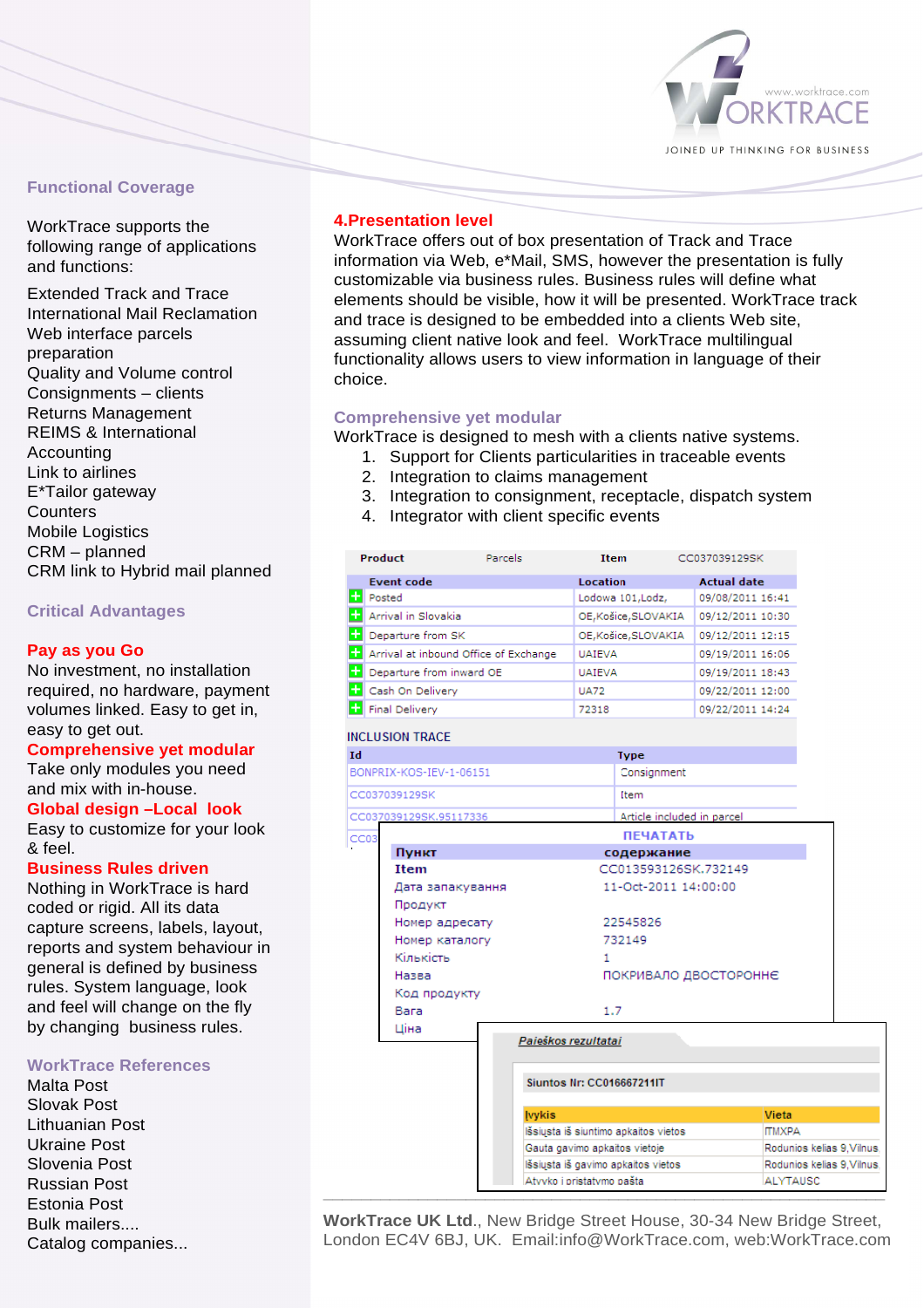## Functional Coverage

WorkTrace supports the following range of applications and functions:

Extended Track and Trace
International Mail Reclamation
Web interface parcels preparation
Quality and Volume control
Consignments – clients
Returns Management
REIMS & International Accounting
Link to airlines
E*Tailor gateway
Counters
Mobile Logistics
CRM – planned
CRM link to Hybrid mail planned

## Critical Advantages

**Pay as you Go**
No investment, no installation required, no hardware, payment volumes linked. Easy to get in, easy to get out.

**Comprehensive yet modular**
Take only modules you need and mix with in-house.

**Global design –Local look**
Easy to customize for your look & feel.

**Business Rules driven**
Nothing in WorkTrace is hard coded or rigid. All its data capture screens, labels, layout, reports and system behaviour in general is defined by business rules. System language, look and feel will change on the fly by changing business rules.

## WorkTrace References

Malta Post
Slovak Post
Lithuanian Post
Ukraine Post
Slovenia Post
Russian Post
Estonia Post
Bulk mailers....
Catalog companies...

## 4.Presentation level

WorkTrace offers out of box presentation of Track and Trace information via Web, e*Mail, SMS, however the presentation is fully customizable via business rules. Business rules will define what elements should be visible, how it will be presented. WorkTrace track and trace is designed to be embedded into a clients Web site, assuming client native look and feel. WorkTrace multilingual functionality allows users to view information in language of their choice.

## Comprehensive yet modular

WorkTrace is designed to mesh with a clients native systems.

1. Support for Clients particularities in traceable events
2. Integration to claims management
3. Integration to consignment, receptacle, dispatch system
4. Integrator with client specific events

| Product | Parcels | Item | CC037039129SK |
|---|---|---|---|

| Event code | Location | Actual date |
|---|---|---|
| Posted | Lodowa 101,Lodz, | 09/08/2011 16:41 |
| Arrival in Slovakia | OE,Košice,SLOVAKIA | 09/12/2011 10:30 |
| Departure from SK | OE,Košice,SLOVAKIA | 09/12/2011 12:15 |
| Arrival at inbound Office of Exchange | UAIEVA | 09/19/2011 16:06 |
| Departure from inward OE | UAIEVA | 09/19/2011 18:43 |
| Cash On Delivery | UA72 | 09/22/2011 12:00 |
| Final Delivery | 72318 | 09/22/2011 14:24 |

INCLUSION TRACE

| Id | Type |
|---|---|
| BONPRIX-KOS-IEV-1-06151 | Consignment |
| CC037039129SK | Item |
| CC037039129SK.95117336 | Article included in parcel |
| CC03 | |

ПЕЧАТАТЬ

| Пункт | содержание |
|---|---|
| Item | CC013593126SK.732149 |
| Дата запакування | 11-Oct-2011 14:00:00 |
| Продукт | |
| Номер адресату | 22545826 |
| Номер каталогу | 732149 |
| Кількість | 1 |
| Назва | ПОКРИВАЛО ДВОСТОРОННЄ |
| Код продукту | |
| Вага | 1.7 |
| Ціна | |

Paieškos rezultatai

Siuntos Nr: CC016667211IT

| Įvykis | Vieta |
|---|---|
| Išsiųsta iš siuntimo apkaitos vietos | ITMXPA |
| Gauta gavimo apkaitos vietoje | Rodunios kelias 9,Vilnus |
| Išsiųsta iš gavimo apkaitos vietos | Rodunios kelias 9,Vilnus |
| Atvyko į pristatymo paštą | ALYTAUSC |

**WorkTrace UK Ltd.**, New Bridge Street House, 30-34 New Bridge Street, London EC4V 6BJ, UK. Email:info@WorkTrace.com, web:WorkTrace.com